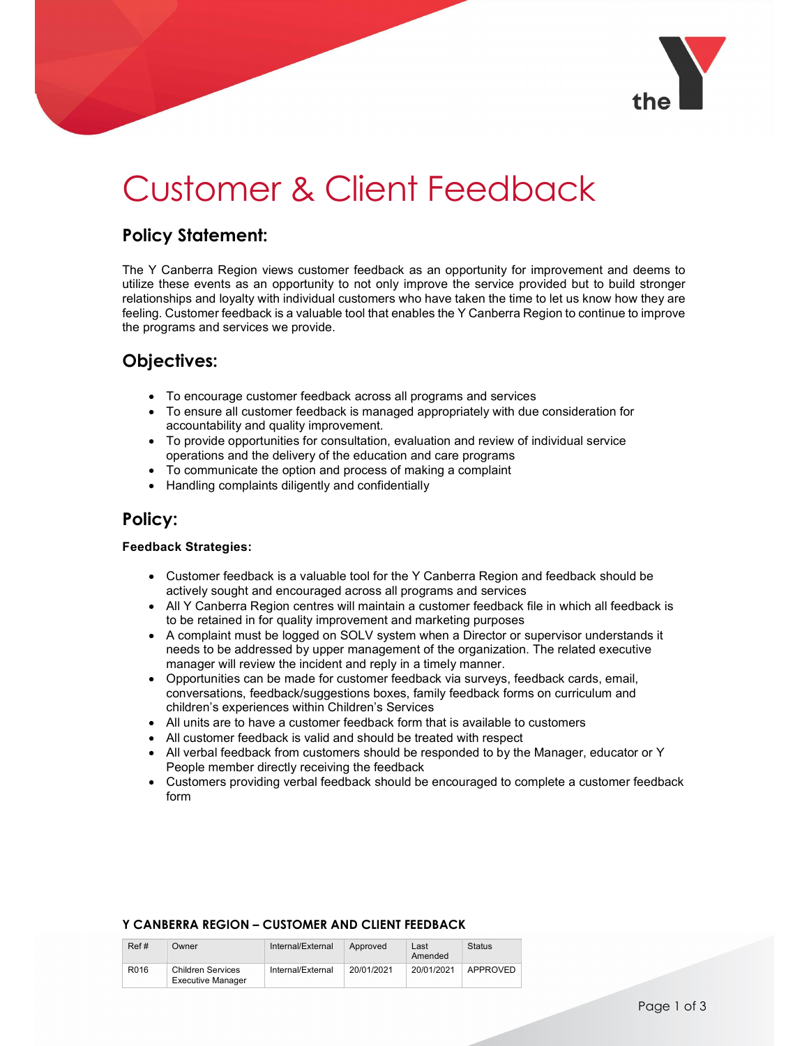# Customer & Client Feedback

## Policy Statement:

The Y Canberra Region views customer feedback as an opportunity for improvement and deems to utilize these events as an opportunity to not only improve the service provided but to build stronger relationships and loyalty with individual customers who have taken the time to let us know how they are feeling. Customer feedback is a valuable tool that enables the Y Canberra Region to continue to improve the programs and services we provide.

## Objectives:

- To encourage customer feedback across all programs and services
- To ensure all customer feedback is managed appropriately with due consideration for accountability and quality improvement.
- To provide opportunities for consultation, evaluation and review of individual service operations and the delivery of the education and care programs
- To communicate the option and process of making a complaint
- Handling complaints diligently and confidentially

## Policy:

**Feedback Strategies:**

- Customer feedback is a valuable tool for the Y Canberra Region and feedback should be actively sought and encouraged across all programs and services
- All Y Canberra Region centres will maintain a customer feedback file in which all feedback is to be retained in for quality improvement and marketing purposes
- A complaint must be logged on SOLV system when a Director or supervisor understands it needs to be addressed by upper management of the organization. The related executive manager will review the incident and reply in a timely manner.
- Opportunities can be made for customer feedback via surveys, feedback cards, email, conversations, feedback/suggestions boxes, family feedback forms on curriculum and children's experiences within Children's Services
- All units are to have a customer feedback form that is available to customers
- All customer feedback is valid and should be treated with respect
- All verbal feedback from customers should be responded to by the Manager, educator or Y People member directly receiving the feedback
- Customers providing verbal feedback should be encouraged to complete a customer feedback form

**Y CANBERRA REGION – CUSTOMER AND CLIENT FEEDBACK**

| Ref # | Owner | Internal/External | Approved | Last Amended | Status |
|---|---|---|---|---|---|
| R016 | Children Services Executive Manager | Internal/External | 20/01/2021 | 20/01/2021 | APPROVED |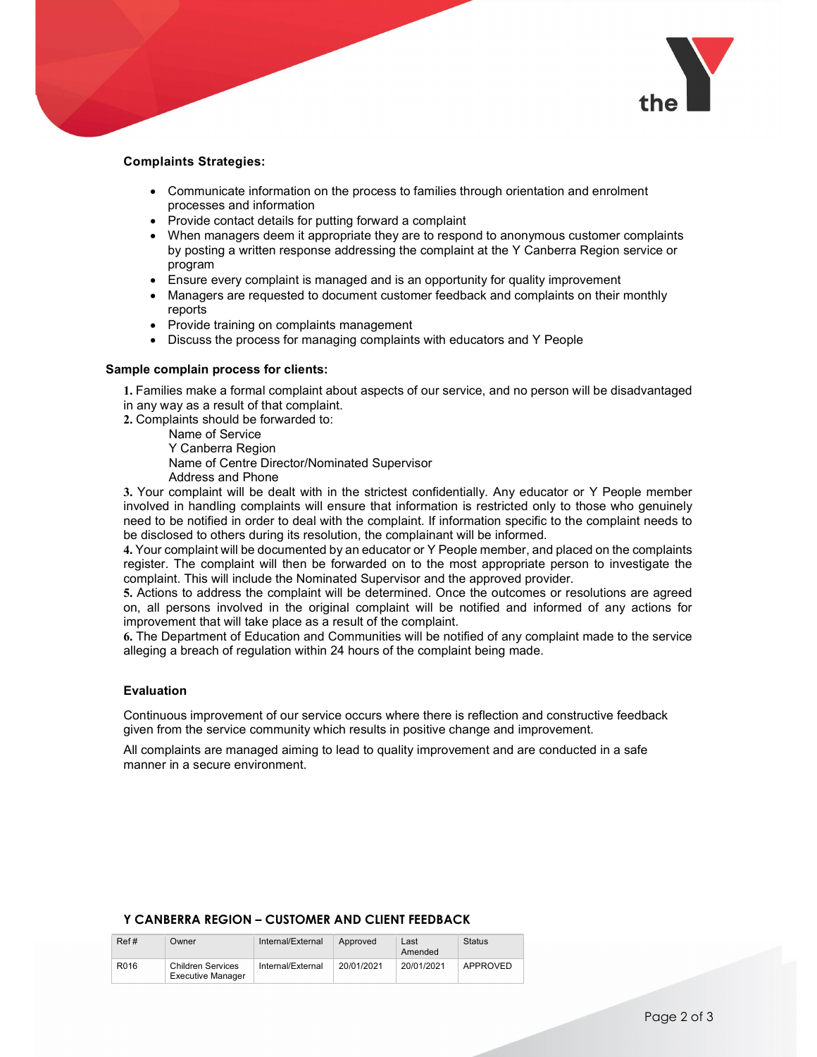**Complaints Strategies:**

- Communicate information on the process to families through orientation and enrolment processes and information
- Provide contact details for putting forward a complaint
- When managers deem it appropriate they are to respond to anonymous customer complaints by posting a written response addressing the complaint at the Y Canberra Region service or program
- Ensure every complaint is managed and is an opportunity for quality improvement
- Managers are requested to document customer feedback and complaints on their monthly reports
- Provide training on complaints management
- Discuss the process for managing complaints with educators and Y People

**Sample complain process for clients:**

**1.** Families make a formal complaint about aspects of our service, and no person will be disadvantaged in any way as a result of that complaint.

**2.** Complaints should be forwarded to:

Name of Service
Y Canberra Region
Name of Centre Director/Nominated Supervisor
Address and Phone

**3.** Your complaint will be dealt with in the strictest confidentially. Any educator or Y People member involved in handling complaints will ensure that information is restricted only to those who genuinely need to be notified in order to deal with the complaint. If information specific to the complaint needs to be disclosed to others during its resolution, the complainant will be informed.

**4.** Your complaint will be documented by an educator or Y People member, and placed on the complaints register. The complaint will then be forwarded on to the most appropriate person to investigate the complaint. This will include the Nominated Supervisor and the approved provider.

**5.** Actions to address the complaint will be determined. Once the outcomes or resolutions are agreed on, all persons involved in the original complaint will be notified and informed of any actions for improvement that will take place as a result of the complaint.

**6.** The Department of Education and Communities will be notified of any complaint made to the service alleging a breach of regulation within 24 hours of the complaint being made.

**Evaluation**

Continuous improvement of our service occurs where there is reflection and constructive feedback given from the service community which results in positive change and improvement.

All complaints are managed aiming to lead to quality improvement and are conducted in a safe manner in a secure environment.

**Y CANBERRA REGION – CUSTOMER AND CLIENT FEEDBACK**

| Ref # | Owner | Internal/External | Approved | Last Amended | Status |
|---|---|---|---|---|---|
| R016 | Children Services Executive Manager | Internal/External | 20/01/2021 | 20/01/2021 | APPROVED |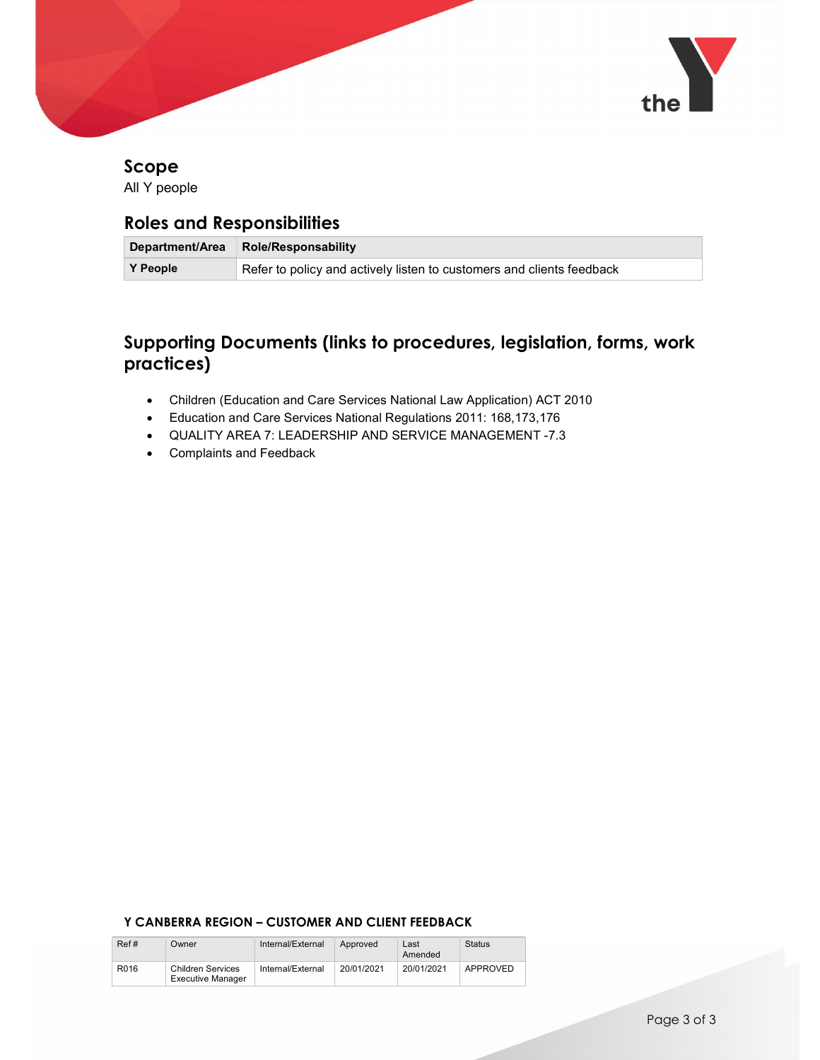## Scope

All Y people

## Roles and Responsibilities

| Department/Area | Role/Responsability |
|---|---|
| **Y People** | Refer to policy and actively listen to customers and clients feedback |

## Supporting Documents (links to procedures, legislation, forms, work practices)

- Children (Education and Care Services National Law Application) ACT 2010
- Education and Care Services National Regulations 2011: 168,173,176
- QUALITY AREA 7: LEADERSHIP AND SERVICE MANAGEMENT -7.3
- Complaints and Feedback

**Y CANBERRA REGION – CUSTOMER AND CLIENT FEEDBACK**

| Ref # | Owner | Internal/External | Approved | Last Amended | Status |
|---|---|---|---|---|---|
| R016 | Children Services Executive Manager | Internal/External | 20/01/2021 | 20/01/2021 | APPROVED |